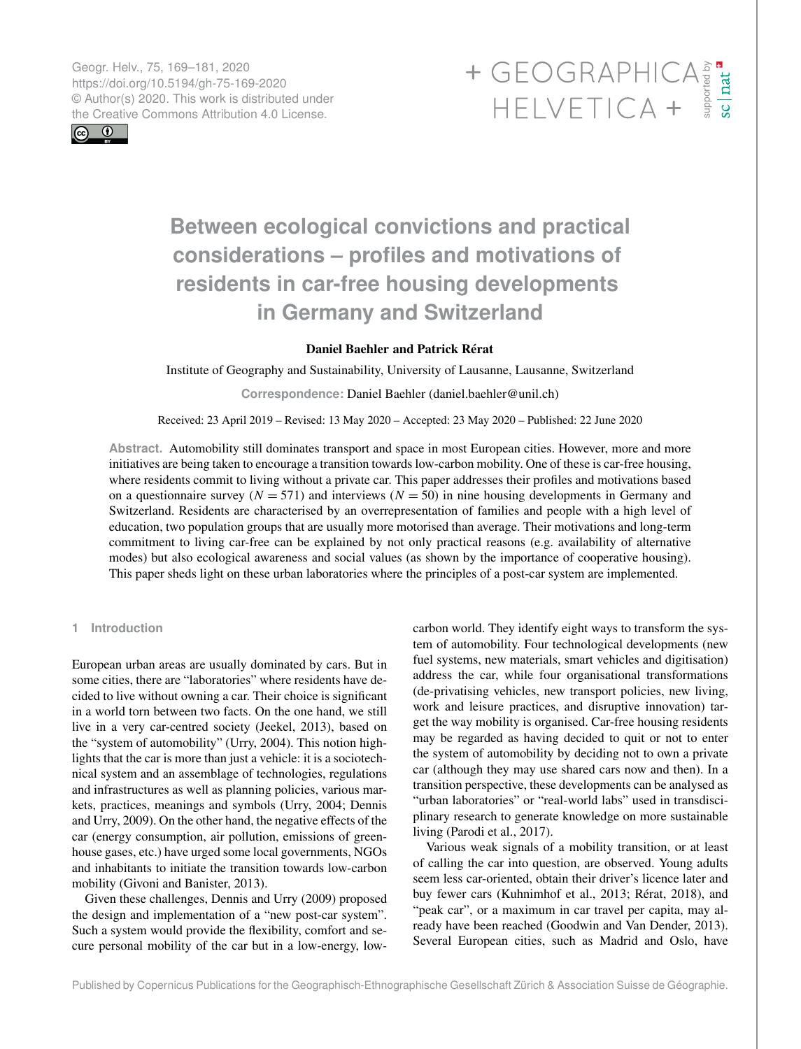Geogr. Helv., 75, 169–181, 2020
https://doi.org/10.5194/gh-75-169-2020
© Author(s) 2020. This work is distributed under the Creative Commons Attribution 4.0 License.

# Between ecological convictions and practical considerations – profiles and motivations of residents in car-free housing developments in Germany and Switzerland

**Daniel Baehler and Patrick Rérat**

Institute of Geography and Sustainability, University of Lausanne, Lausanne, Switzerland

**Correspondence:** Daniel Baehler (daniel.baehler@unil.ch)

Received: 23 April 2019 – Revised: 13 May 2020 – Accepted: 23 May 2020 – Published: 22 June 2020

**Abstract.** Automobility still dominates transport and space in most European cities. However, more and more initiatives are being taken to encourage a transition towards low-carbon mobility. One of these is car-free housing, where residents commit to living without a private car. This paper addresses their profiles and motivations based on a questionnaire survey ($N = 571$) and interviews ($N = 50$) in nine housing developments in Germany and Switzerland. Residents are characterised by an overrepresentation of families and people with a high level of education, two population groups that are usually more motorised than average. Their motivations and long-term commitment to living car-free can be explained by not only practical reasons (e.g. availability of alternative modes) but also ecological awareness and social values (as shown by the importance of cooperative housing). This paper sheds light on these urban laboratories where the principles of a post-car system are implemented.

## 1 Introduction

European urban areas are usually dominated by cars. But in some cities, there are "laboratories" where residents have decided to live without owning a car. Their choice is significant in a world torn between two facts. On the one hand, we still live in a very car-centred society (Jeekel, 2013), based on the "system of automobility" (Urry, 2004). This notion highlights that the car is more than just a vehicle: it is a sociotechnical system and an assemblage of technologies, regulations and infrastructures as well as planning policies, various markets, practices, meanings and symbols (Urry, 2004; Dennis and Urry, 2009). On the other hand, the negative effects of the car (energy consumption, air pollution, emissions of greenhouse gases, etc.) have urged some local governments, NGOs and inhabitants to initiate the transition towards low-carbon mobility (Givoni and Banister, 2013).

Given these challenges, Dennis and Urry (2009) proposed the design and implementation of a "new post-car system". Such a system would provide the flexibility, comfort and secure personal mobility of the car but in a low-energy, low-carbon world. They identify eight ways to transform the system of automobility. Four technological developments (new fuel systems, new materials, smart vehicles and digitisation) address the car, while four organisational transformations (de-privatising vehicles, new transport policies, new living, work and leisure practices, and disruptive innovation) target the way mobility is organised. Car-free housing residents may be regarded as having decided to quit or not to enter the system of automobility by deciding not to own a private car (although they may use shared cars now and then). In a transition perspective, these developments can be analysed as "urban laboratories" or "real-world labs" used in transdisciplinary research to generate knowledge on more sustainable living (Parodi et al., 2017).

Various weak signals of a mobility transition, or at least of calling the car into question, are observed. Young adults seem less car-oriented, obtain their driver's licence later and buy fewer cars (Kuhnimhof et al., 2013; Rérat, 2018), and "peak car", or a maximum in car travel per capita, may already have been reached (Goodwin and Van Dender, 2013). Several European cities, such as Madrid and Oslo, have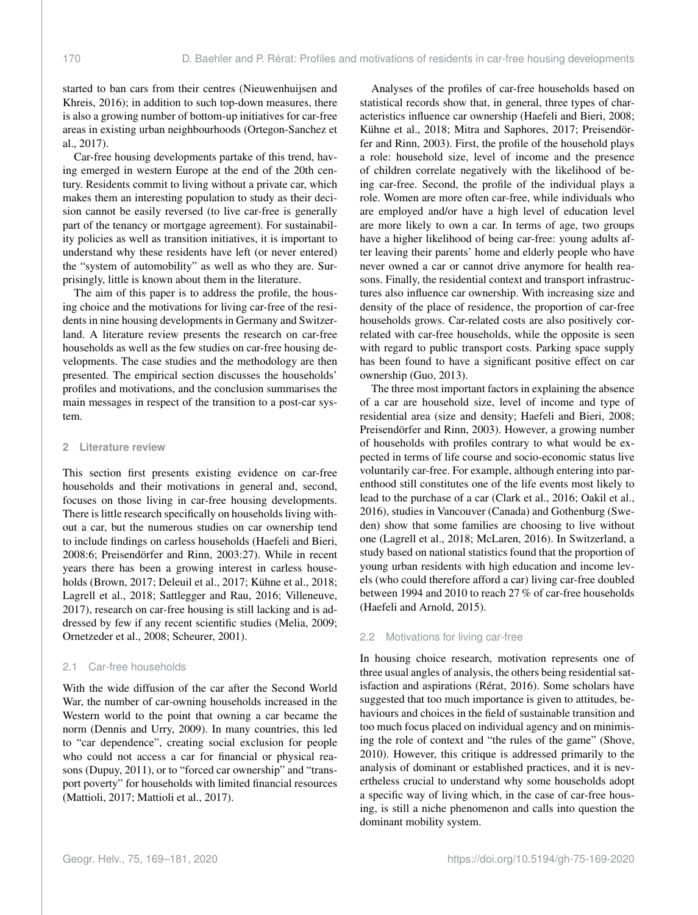started to ban cars from their centres (Nieuwenhuijsen and Khreis, 2016); in addition to such top-down measures, there is also a growing number of bottom-up initiatives for car-free areas in existing urban neighbourhoods (Ortegon-Sanchez et al., 2017).

Car-free housing developments partake of this trend, having emerged in western Europe at the end of the 20th century. Residents commit to living without a private car, which makes them an interesting population to study as their decision cannot be easily reversed (to live car-free is generally part of the tenancy or mortgage agreement). For sustainability policies as well as transition initiatives, it is important to understand why these residents have left (or never entered) the "system of automobility" as well as who they are. Surprisingly, little is known about them in the literature.

The aim of this paper is to address the profile, the housing choice and the motivations for living car-free of the residents in nine housing developments in Germany and Switzerland. A literature review presents the research on car-free households as well as the few studies on car-free housing developments. The case studies and the methodology are then presented. The empirical section discusses the households' profiles and motivations, and the conclusion summarises the main messages in respect of the transition to a post-car system.

## 2 Literature review

This section first presents existing evidence on car-free households and their motivations in general and, second, focuses on those living in car-free housing developments. There is little research specifically on households living without a car, but the numerous studies on car ownership tend to include findings on carless households (Haefeli and Bieri, 2008:6; Preisendörfer and Rinn, 2003:27). While in recent years there has been a growing interest in carless households (Brown, 2017; Deleuil et al., 2017; Kühne et al., 2018; Lagrell et al., 2018; Sattlegger and Rau, 2016; Villeneuve, 2017), research on car-free housing is still lacking and is addressed by few if any recent scientific studies (Melia, 2009; Ornetzeder et al., 2008; Scheurer, 2001).

### 2.1 Car-free households

With the wide diffusion of the car after the Second World War, the number of car-owning households increased in the Western world to the point that owning a car became the norm (Dennis and Urry, 2009). In many countries, this led to "car dependence", creating social exclusion for people who could not access a car for financial or physical reasons (Dupuy, 2011), or to "forced car ownership" and "transport poverty" for households with limited financial resources (Mattioli, 2017; Mattioli et al., 2017).

Analyses of the profiles of car-free households based on statistical records show that, in general, three types of characteristics influence car ownership (Haefeli and Bieri, 2008; Kühne et al., 2018; Mitra and Saphores, 2017; Preisendörfer and Rinn, 2003). First, the profile of the household plays a role: household size, level of income and the presence of children correlate negatively with the likelihood of being car-free. Second, the profile of the individual plays a role. Women are more often car-free, while individuals who are employed and/or have a high level of education level are more likely to own a car. In terms of age, two groups have a higher likelihood of being car-free: young adults after leaving their parents' home and elderly people who have never owned a car or cannot drive anymore for health reasons. Finally, the residential context and transport infrastructures also influence car ownership. With increasing size and density of the place of residence, the proportion of car-free households grows. Car-related costs are also positively correlated with car-free households, while the opposite is seen with regard to public transport costs. Parking space supply has been found to have a significant positive effect on car ownership (Guo, 2013).

The three most important factors in explaining the absence of a car are household size, level of income and type of residential area (size and density; Haefeli and Bieri, 2008; Preisendörfer and Rinn, 2003). However, a growing number of households with profiles contrary to what would be expected in terms of life course and socio-economic status live voluntarily car-free. For example, although entering into parenthood still constitutes one of the life events most likely to lead to the purchase of a car (Clark et al., 2016; Oakil et al., 2016), studies in Vancouver (Canada) and Gothenburg (Sweden) show that some families are choosing to live without one (Lagrell et al., 2018; McLaren, 2016). In Switzerland, a study based on national statistics found that the proportion of young urban residents with high education and income levels (who could therefore afford a car) living car-free doubled between 1994 and 2010 to reach 27 % of car-free households (Haefeli and Arnold, 2015).

### 2.2 Motivations for living car-free

In housing choice research, motivation represents one of three usual angles of analysis, the others being residential satisfaction and aspirations (Rérat, 2016). Some scholars have suggested that too much importance is given to attitudes, behaviours and choices in the field of sustainable transition and too much focus placed on individual agency and on minimising the role of context and "the rules of the game" (Shove, 2010). However, this critique is addressed primarily to the analysis of dominant or established practices, and it is nevertheless crucial to understand why some households adopt a specific way of living which, in the case of car-free housing, is still a niche phenomenon and calls into question the dominant mobility system.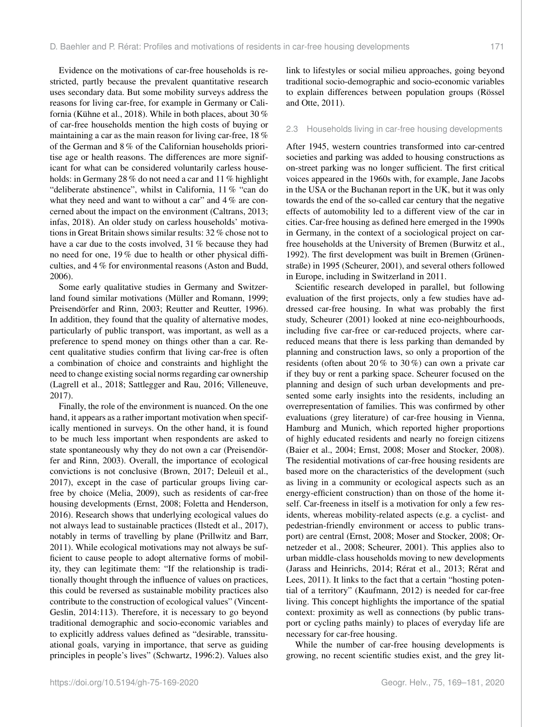Evidence on the motivations of car-free households is restricted, partly because the prevalent quantitative research uses secondary data. But some mobility surveys address the reasons for living car-free, for example in Germany or California (Kühne et al., 2018). While in both places, about 30 % of car-free households mention the high costs of buying or maintaining a car as the main reason for living car-free, 18 % of the German and 8 % of the Californian households prioritise age or health reasons. The differences are more significant for what can be considered voluntarily carless households: in Germany 28 % do not need a car and 11 % highlight "deliberate abstinence", whilst in California, 11 % "can do what they need and want to without a car" and 4 % are concerned about the impact on the environment (Caltrans, 2013; infas, 2018). An older study on carless households' motivations in Great Britain shows similar results: 32 % chose not to have a car due to the costs involved, 31 % because they had no need for one, 19 % due to health or other physical difficulties, and 4 % for environmental reasons (Aston and Budd, 2006).

Some early qualitative studies in Germany and Switzerland found similar motivations (Müller and Romann, 1999; Preisendörfer and Rinn, 2003; Reutter and Reutter, 1996). In addition, they found that the quality of alternative modes, particularly of public transport, was important, as well as a preference to spend money on things other than a car. Recent qualitative studies confirm that living car-free is often a combination of choice and constraints and highlight the need to change existing social norms regarding car ownership (Lagrell et al., 2018; Sattlegger and Rau, 2016; Villeneuve, 2017).

Finally, the role of the environment is nuanced. On the one hand, it appears as a rather important motivation when specifically mentioned in surveys. On the other hand, it is found to be much less important when respondents are asked to state spontaneously why they do not own a car (Preisendörfer and Rinn, 2003). Overall, the importance of ecological convictions is not conclusive (Brown, 2017; Deleuil et al., 2017), except in the case of particular groups living car-free by choice (Melia, 2009), such as residents of car-free housing developments (Ernst, 2008; Foletta and Henderson, 2016). Research shows that underlying ecological values do not always lead to sustainable practices (Ilstedt et al., 2017), notably in terms of travelling by plane (Prillwitz and Barr, 2011). While ecological motivations may not always be sufficient to cause people to adopt alternative forms of mobility, they can legitimate them: "If the relationship is traditionally thought through the influence of values on practices, this could be reversed as sustainable mobility practices also contribute to the construction of ecological values" (Vincent-Geslin, 2014:113). Therefore, it is necessary to go beyond traditional demographic and socio-economic variables and to explicitly address values defined as "desirable, transsituational goals, varying in importance, that serve as guiding principles in people's lives" (Schwartz, 1996:2). Values also link to lifestyles or social milieu approaches, going beyond traditional socio-demographic and socio-economic variables to explain differences between population groups (Rössel and Otte, 2011).

### 2.3 Households living in car-free housing developments

After 1945, western countries transformed into car-centred societies and parking was added to housing constructions as on-street parking was no longer sufficient. The first critical voices appeared in the 1960s with, for example, Jane Jacobs in the USA or the Buchanan report in the UK, but it was only towards the end of the so-called car century that the negative effects of automobility led to a different view of the car in cities. Car-free housing as defined here emerged in the 1990s in Germany, in the context of a sociological project on car-free households at the University of Bremen (Burwitz et al., 1992). The first development was built in Bremen (Grünenstraße) in 1995 (Scheurer, 2001), and several others followed in Europe, including in Switzerland in 2011.

Scientific research developed in parallel, but following evaluation of the first projects, only a few studies have addressed car-free housing. In what was probably the first study, Scheurer (2001) looked at nine eco-neighbourhoods, including five car-free or car-reduced projects, where car-reduced means that there is less parking than demanded by planning and construction laws, so only a proportion of the residents (often about 20 % to 30 %) can own a private car if they buy or rent a parking space. Scheurer focused on the planning and design of such urban developments and presented some early insights into the residents, including an overrepresentation of families. This was confirmed by other evaluations (grey literature) of car-free housing in Vienna, Hamburg and Munich, which reported higher proportions of highly educated residents and nearly no foreign citizens (Baier et al., 2004; Ernst, 2008; Moser and Stocker, 2008). The residential motivations of car-free housing residents are based more on the characteristics of the development (such as living in a community or ecological aspects such as an energy-efficient construction) than on those of the home itself. Car-freeness in itself is a motivation for only a few residents, whereas mobility-related aspects (e.g. a cyclist- and pedestrian-friendly environment or access to public transport) are central (Ernst, 2008; Moser and Stocker, 2008; Ornetzeder et al., 2008; Scheurer, 2001). This applies also to urban middle-class households moving to new developments (Jarass and Heinrichs, 2014; Rérat et al., 2013; Rérat and Lees, 2011). It links to the fact that a certain "hosting potential of a territory" (Kaufmann, 2012) is needed for car-free living. This concept highlights the importance of the spatial context: proximity as well as connections (by public transport or cycling paths mainly) to places of everyday life are necessary for car-free housing.

While the number of car-free housing developments is growing, no recent scientific studies exist, and the grey lit-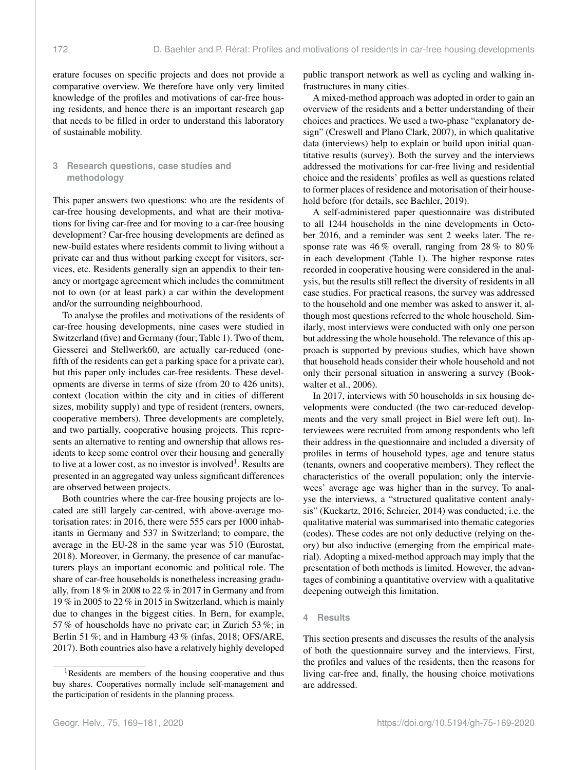erature focuses on specific projects and does not provide a comparative overview. We therefore have only very limited knowledge of the profiles and motivations of car-free housing residents, and hence there is an important research gap that needs to be filled in order to understand this laboratory of sustainable mobility.

## 3 Research questions, case studies and methodology

This paper answers two questions: who are the residents of car-free housing developments, and what are their motivations for living car-free and for moving to a car-free housing development? Car-free housing developments are defined as new-build estates where residents commit to living without a private car and thus without parking except for visitors, services, etc. Residents generally sign an appendix to their tenancy or mortgage agreement which includes the commitment not to own (or at least park) a car within the development and/or the surrounding neighbourhood.

To analyse the profiles and motivations of the residents of car-free housing developments, nine cases were studied in Switzerland (five) and Germany (four; Table 1). Two of them, Giesserei and Stellwerk60, are actually car-reduced (one-fifth of the residents can get a parking space for a private car), but this paper only includes car-free residents. These developments are diverse in terms of size (from 20 to 426 units), context (location within the city and in cities of different sizes, mobility supply) and type of resident (renters, owners, cooperative members). Three developments are completely, and two partially, cooperative housing projects. This represents an alternative to renting and ownership that allows residents to keep some control over their housing and generally to live at a lower cost, as no investor is involved[1]. Results are presented in an aggregated way unless significant differences are observed between projects.

Both countries where the car-free housing projects are located are still largely car-centred, with above-average motorisation rates: in 2016, there were 555 cars per 1000 inhabitants in Germany and 537 in Switzerland; to compare, the average in the EU-28 in the same year was 510 (Eurostat, 2018). Moreover, in Germany, the presence of car manufacturers plays an important economic and political role. The share of car-free households is nonetheless increasing gradually, from 18 % in 2008 to 22 % in 2017 in Germany and from 19 % in 2005 to 22 % in 2015 in Switzerland, which is mainly due to changes in the biggest cities. In Bern, for example, 57 % of households have no private car; in Zurich 53 %; in Berlin 51 %; and in Hamburg 43 % (infas, 2018; OFS/ARE, 2017). Both countries also have a relatively highly developed public transport network as well as cycling and walking infrastructures in many cities.

A mixed-method approach was adopted in order to gain an overview of the residents and a better understanding of their choices and practices. We used a two-phase "explanatory design" (Creswell and Plano Clark, 2007), in which qualitative data (interviews) help to explain or build upon initial quantitative results (survey). Both the survey and the interviews addressed the motivations for car-free living and residential choice and the residents' profiles as well as questions related to former places of residence and motorisation of their household before (for details, see Baehler, 2019).

A self-administered paper questionnaire was distributed to all 1244 households in the nine developments in October 2016, and a reminder was sent 2 weeks later. The response rate was 46 % overall, ranging from 28 % to 80 % in each development (Table 1). The higher response rates recorded in cooperative housing were considered in the analysis, but the results still reflect the diversity of residents in all case studies. For practical reasons, the survey was addressed to the household and one member was asked to answer it, although most questions referred to the whole household. Similarly, most interviews were conducted with only one person but addressing the whole household. The relevance of this approach is supported by previous studies, which have shown that household heads consider their whole household and not only their personal situation in answering a survey (Bookwalter et al., 2006).

In 2017, interviews with 50 households in six housing developments were conducted (the two car-reduced developments and the very small project in Biel were left out). Interviewees were recruited from among respondents who left their address in the questionnaire and included a diversity of profiles in terms of household types, age and tenure status (tenants, owners and cooperative members). They reflect the characteristics of the overall population; only the interviewees' average age was higher than in the survey. To analyse the interviews, a "structured qualitative content analysis" (Kuckartz, 2016; Schreier, 2014) was conducted; i.e. the qualitative material was summarised into thematic categories (codes). These codes are not only deductive (relying on theory) but also inductive (emerging from the empirical material). Adopting a mixed-method approach may imply that the presentation of both methods is limited. However, the advantages of combining a quantitative overview with a qualitative deepening outweigh this limitation.

## 4 Results

This section presents and discusses the results of the analysis of both the questionnaire survey and the interviews. First, the profiles and values of the residents, then the reasons for living car-free and, finally, the housing choice motivations are addressed.

[1] Residents are members of the housing cooperative and thus buy shares. Cooperatives normally include self-management and the participation of residents in the planning process.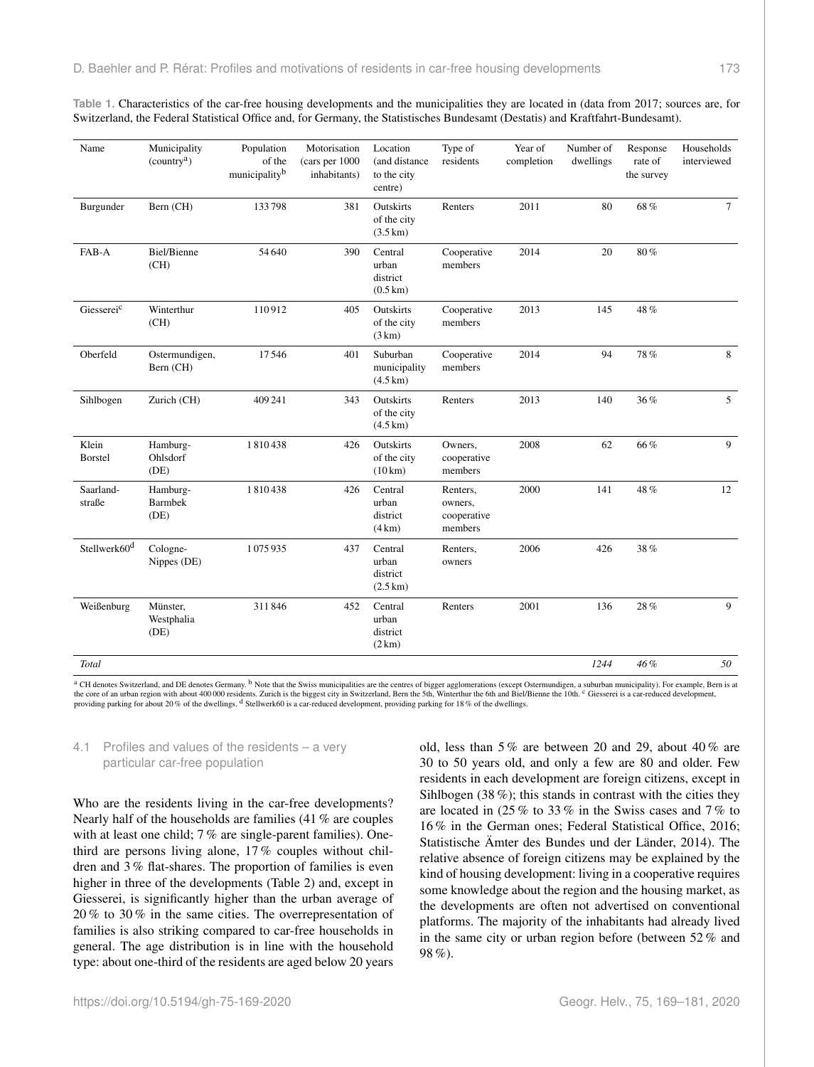**Table 1.** Characteristics of the car-free housing developments and the municipalities they are located in (data from 2017; sources are, for Switzerland, the Federal Statistical Office and, for Germany, the Statistisches Bundesamt (Destatis) and Kraftfahrt-Bundesamt).

| Name | Municipality (country[a]) | Population of the municipality[b] | Motorisation (cars per 1000 inhabitants) | Location (and distance to the city centre) | Type of residents | Year of completion | Number of dwellings | Response rate of the survey | Households interviewed |
|---|---|---|---|---|---|---|---|---|---|
| Burgunder | Bern (CH) | 133 798 | 381 | Outskirts of the city (3.5 km) | Renters | 2011 | 80 | 68 % | 7 |
| FAB-A | Biel/Bienne (CH) | 54 640 | 390 | Central urban district (0.5 km) | Cooperative members | 2014 | 20 | 80 % | |
| Giesserei[c] | Winterthur (CH) | 110 912 | 405 | Outskirts of the city (3 km) | Cooperative members | 2013 | 145 | 48 % | |
| Oberfeld | Ostermundigen, Bern (CH) | 17 546 | 401 | Suburban municipality (4.5 km) | Cooperative members | 2014 | 94 | 78 % | 8 |
| Sihlbogen | Zurich (CH) | 409 241 | 343 | Outskirts of the city (4.5 km) | Renters | 2013 | 140 | 36 % | 5 |
| Klein Borstel | Hamburg-Ohlsdorf (DE) | 1 810 438 | 426 | Outskirts of the city (10 km) | Owners, cooperative members | 2008 | 62 | 66 % | 9 |
| Saarland-straße | Hamburg-Barmbek (DE) | 1 810 438 | 426 | Central urban district (4 km) | Renters, owners, cooperative members | 2000 | 141 | 48 % | 12 |
| Stellwerk60[d] | Cologne-Nippes (DE) | 1 075 935 | 437 | Central urban district (2.5 km) | Renters, owners | 2006 | 426 | 38 % | |
| Weißenburg | Münster, Westphalia (DE) | 311 846 | 452 | Central urban district (2 km) | Renters | 2001 | 136 | 28 % | 9 |
| *Total* | | | | | | | *1244* | *46 %* | *50* |

[a] CH denotes Switzerland, and DE denotes Germany. [b] Note that the Swiss municipalities are the centres of bigger agglomerations (except Ostermundigen, a suburban municipality). For example, Bern is at the core of an urban region with about 400 000 residents. Zurich is the biggest city in Switzerland, Bern the 5th, Winterthur the 6th and Biel/Bienne the 10th. [c] Giesserei is a car-reduced development, providing parking for about 20 % of the dwellings. [d] Stellwerk60 is a car-reduced development, providing parking for 18 % of the dwellings.

### 4.1 Profiles and values of the residents – a very particular car-free population

Who are the residents living in the car-free developments? Nearly half of the households are families (41 % are couples with at least one child; 7 % are single-parent families). One-third are persons living alone, 17 % couples without children and 3 % flat-shares. The proportion of families is even higher in three of the developments (Table 2) and, except in Giesserei, is significantly higher than the urban average of 20 % to 30 % in the same cities. The overrepresentation of families is also striking compared to car-free households in general. The age distribution is in line with the household type: about one-third of the residents are aged below 20 years old, less than 5 % are between 20 and 29, about 40 % are 30 to 50 years old, and only a few are 80 and older. Few residents in each development are foreign citizens, except in Sihlbogen (38 %); this stands in contrast with the cities they are located in (25 % to 33 % in the Swiss cases and 7 % to 16 % in the German ones; Federal Statistical Office, 2016; Statistische Ämter des Bundes und der Länder, 2014). The relative absence of foreign citizens may be explained by the kind of housing development: living in a cooperative requires some knowledge about the region and the housing market, as the developments are often not advertised on conventional platforms. The majority of the inhabitants had already lived in the same city or urban region before (between 52 % and 98 %).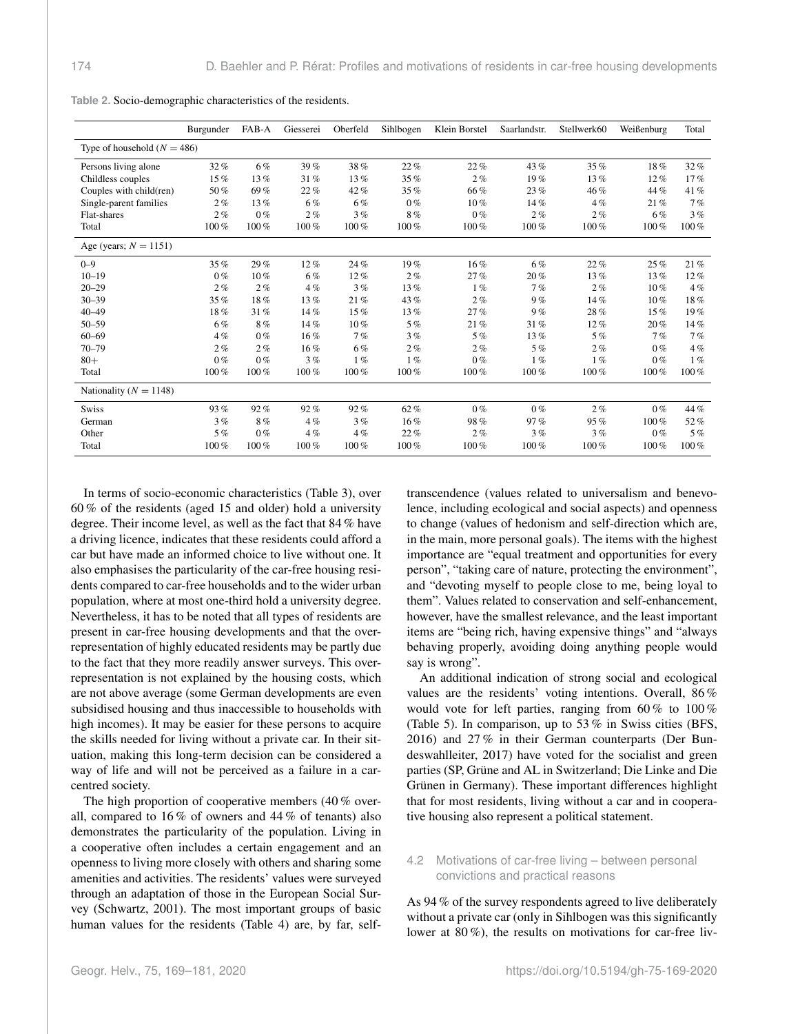**Table 2.** Socio-demographic characteristics of the residents.

| | Burgunder | FAB-A | Giesserei | Oberfeld | Sihlbogen | Klein Borstel | Saarlandstr. | Stellwerk60 | Weißenburg | Total |
|---|---|---|---|---|---|---|---|---|---|---|
| Type of household ($N = 486$) | | | | | | | | | | |
| Persons living alone | 32 % | 6 % | 39 % | 38 % | 22 % | 22 % | 43 % | 35 % | 18 % | 32 % |
| Childless couples | 15 % | 13 % | 31 % | 13 % | 35 % | 2 % | 19 % | 13 % | 12 % | 17 % |
| Couples with child(ren) | 50 % | 69 % | 22 % | 42 % | 35 % | 66 % | 23 % | 46 % | 44 % | 41 % |
| Single-parent families | 2 % | 13 % | 6 % | 6 % | 0 % | 10 % | 14 % | 4 % | 21 % | 7 % |
| Flat-shares | 2 % | 0 % | 2 % | 3 % | 8 % | 0 % | 2 % | 2 % | 6 % | 3 % |
| Total | 100 % | 100 % | 100 % | 100 % | 100 % | 100 % | 100 % | 100 % | 100 % | 100 % |
| Age (years; $N = 1151$) | | | | | | | | | | |
| 0–9 | 35 % | 29 % | 12 % | 24 % | 19 % | 16 % | 6 % | 22 % | 25 % | 21 % |
| 10–19 | 0 % | 10 % | 6 % | 12 % | 2 % | 27 % | 20 % | 13 % | 13 % | 12 % |
| 20–29 | 2 % | 2 % | 4 % | 3 % | 13 % | 1 % | 7 % | 2 % | 10 % | 4 % |
| 30–39 | 35 % | 18 % | 13 % | 21 % | 43 % | 2 % | 9 % | 14 % | 10 % | 18 % |
| 40–49 | 18 % | 31 % | 14 % | 15 % | 13 % | 27 % | 9 % | 28 % | 15 % | 19 % |
| 50–59 | 6 % | 8 % | 14 % | 10 % | 5 % | 21 % | 31 % | 12 % | 20 % | 14 % |
| 60–69 | 4 % | 0 % | 16 % | 7 % | 3 % | 5 % | 13 % | 5 % | 7 % | 7 % |
| 70–79 | 2 % | 2 % | 16 % | 6 % | 2 % | 2 % | 5 % | 2 % | 0 % | 4 % |
| 80+ | 0 % | 0 % | 3 % | 1 % | 1 % | 0 % | 1 % | 1 % | 0 % | 1 % |
| Total | 100 % | 100 % | 100 % | 100 % | 100 % | 100 % | 100 % | 100 % | 100 % | 100 % |
| Nationality ($N = 1148$) | | | | | | | | | | |
| Swiss | 93 % | 92 % | 92 % | 92 % | 62 % | 0 % | 0 % | 2 % | 0 % | 44 % |
| German | 3 % | 8 % | 4 % | 3 % | 16 % | 98 % | 97 % | 95 % | 100 % | 52 % |
| Other | 5 % | 0 % | 4 % | 4 % | 22 % | 2 % | 3 % | 3 % | 0 % | 5 % |
| Total | 100 % | 100 % | 100 % | 100 % | 100 % | 100 % | 100 % | 100 % | 100 % | 100 % |

In terms of socio-economic characteristics (Table 3), over 60 % of the residents (aged 15 and older) hold a university degree. Their income level, as well as the fact that 84 % have a driving licence, indicates that these residents could afford a car but have made an informed choice to live without one. It also emphasises the particularity of the car-free housing residents compared to car-free households and to the wider urban population, where at most one-third hold a university degree. Nevertheless, it has to be noted that all types of residents are present in car-free housing developments and that the over-representation of highly educated residents may be partly due to the fact that they more readily answer surveys. This over-representation is not explained by the housing costs, which are not above average (some German developments are even subsidised housing and thus inaccessible to households with high incomes). It may be easier for these persons to acquire the skills needed for living without a private car. In their situation, making this long-term decision can be considered a way of life and will not be perceived as a failure in a car-centred society.

The high proportion of cooperative members (40 % overall, compared to 16 % of owners and 44 % of tenants) also demonstrates the particularity of the population. Living in a cooperative often includes a certain engagement and an openness to living more closely with others and sharing some amenities and activities. The residents' values were surveyed through an adaptation of those in the European Social Survey (Schwartz, 2001). The most important groups of basic human values for the residents (Table 4) are, by far, self-transcendence (values related to universalism and benevolence, including ecological and social aspects) and openness to change (values of hedonism and self-direction which are, in the main, more personal goals). The items with the highest importance are "equal treatment and opportunities for every person", "taking care of nature, protecting the environment", and "devoting myself to people close to me, being loyal to them". Values related to conservation and self-enhancement, however, have the smallest relevance, and the least important items are "being rich, having expensive things" and "always behaving properly, avoiding doing anything people would say is wrong".

An additional indication of strong social and ecological values are the residents' voting intentions. Overall, 86 % would vote for left parties, ranging from 60 % to 100 % (Table 5). In comparison, up to 53 % in Swiss cities (BFS, 2016) and 27 % in their German counterparts (Der Bundeswahlleiter, 2017) have voted for the socialist and green parties (SP, Grüne and AL in Switzerland; Die Linke and Die Grünen in Germany). These important differences highlight that for most residents, living without a car and in cooperative housing also represent a political statement.

### 4.2 Motivations of car-free living – between personal convictions and practical reasons

As 94 % of the survey respondents agreed to live deliberately without a private car (only in Sihlbogen was this significantly lower at 80 %), the results on motivations for car-free liv-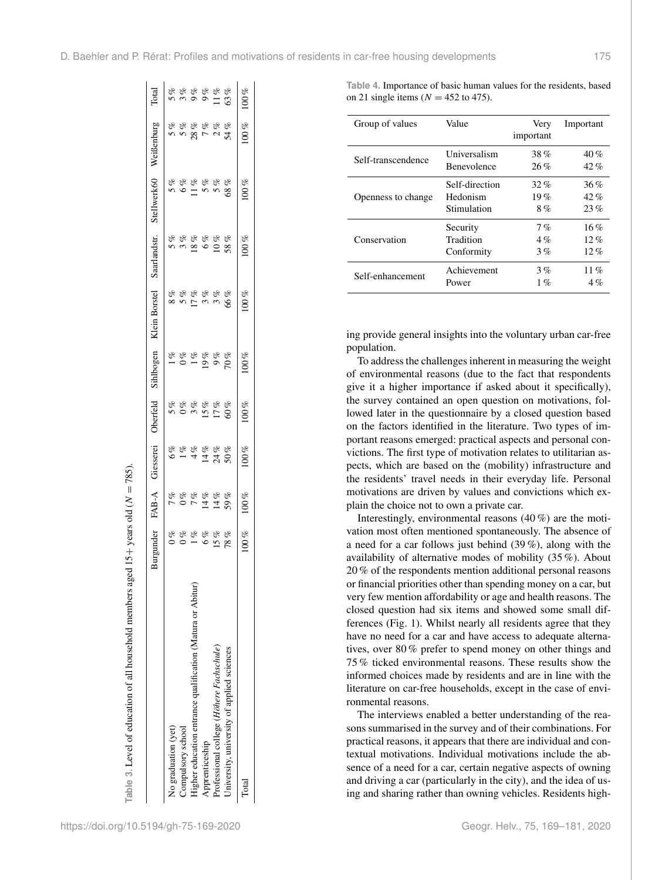**Table 3.** Level of education of all household members aged 15+ years old ($N = 785$).

| | Burgunder | FAB-A | Giesserei | Oberfeld | Sihlbogen | Klein Borstel | Saarlandstr. | Stellwerk60 | Weißenburg | Total |
|---|---|---|---|---|---|---|---|---|---|---|
| No graduation (yet) | 0 % | 7 % | 6 % | 5 % | 1 % | 8 % | 5 % | 5 % | 5 % | 5 % |
| Compulsory school | 0 % | 0 % | 1 % | 0 % | 0 % | 5 % | 3 % | 6 % | 5 % | 3 % |
| Higher education entrance qualification (Matura or Abitur) | 1 % | 7 % | 4 % | 3 % | 1 % | 17 % | 18 % | 11 % | 28 % | 9 % |
| Apprenticeship | 6 % | 14 % | 14 % | 15 % | 19 % | 3 % | 6 % | 5 % | 7 % | 9 % |
| Professional college (*Höhere Fachschule*) | 15 % | 14 % | 24 % | 17 % | 9 % | 3 % | 10 % | 5 % | 2 % | 11 % |
| University, university of applied sciences | 78 % | 59 % | 50 % | 60 % | 70 % | 66 % | 58 % | 68 % | 54 % | 63 % |
| Total | 100 % | 100 % | 100 % | 100 % | 100 % | 100 % | 100 % | 100 % | 100 % | 100 % |

**Table 4.** Importance of basic human values for the residents, based on 21 single items ($N = 452$ to 475).

| Group of values | Value | Very important | Important |
|---|---|---|---|
| Self-transcendence | Universalism | 38 % | 40 % |
| | Benevolence | 26 % | 42 % |
| Openness to change | Self-direction | 32 % | 36 % |
| | Hedonism | 19 % | 42 % |
| | Stimulation | 8 % | 23 % |
| Conservation | Security | 7 % | 16 % |
| | Tradition | 4 % | 12 % |
| | Conformity | 3 % | 12 % |
| Self-enhancement | Achievement | 3 % | 11 % |
| | Power | 1 % | 4 % |

ing provide general insights into the voluntary urban car-free population.

To address the challenges inherent in measuring the weight of environmental reasons (due to the fact that respondents give it a higher importance if asked about it specifically), the survey contained an open question on motivations, followed later in the questionnaire by a closed question based on the factors identified in the literature. Two types of important reasons emerged: practical aspects and personal convictions. The first type of motivation relates to utilitarian aspects, which are based on the (mobility) infrastructure and the residents' travel needs in their everyday life. Personal motivations are driven by values and convictions which explain the choice not to own a private car.

Interestingly, environmental reasons (40 %) are the motivation most often mentioned spontaneously. The absence of a need for a car follows just behind (39 %), along with the availability of alternative modes of mobility (35 %). About 20 % of the respondents mention additional personal reasons or financial priorities other than spending money on a car, but very few mention affordability or age and health reasons. The closed question had six items and showed some small differences (Fig. 1). Whilst nearly all residents agree that they have no need for a car and have access to adequate alternatives, over 80 % prefer to spend money on other things and 75 % ticked environmental reasons. These results show the informed choices made by residents and are in line with the literature on car-free households, except in the case of environmental reasons.

The interviews enabled a better understanding of the reasons summarised in the survey and of their combinations. For practical reasons, it appears that there are individual and contextual motivations. Individual motivations include the absence of a need for a car, certain negative aspects of owning and driving a car (particularly in the city), and the idea of using and sharing rather than owning vehicles. Residents high-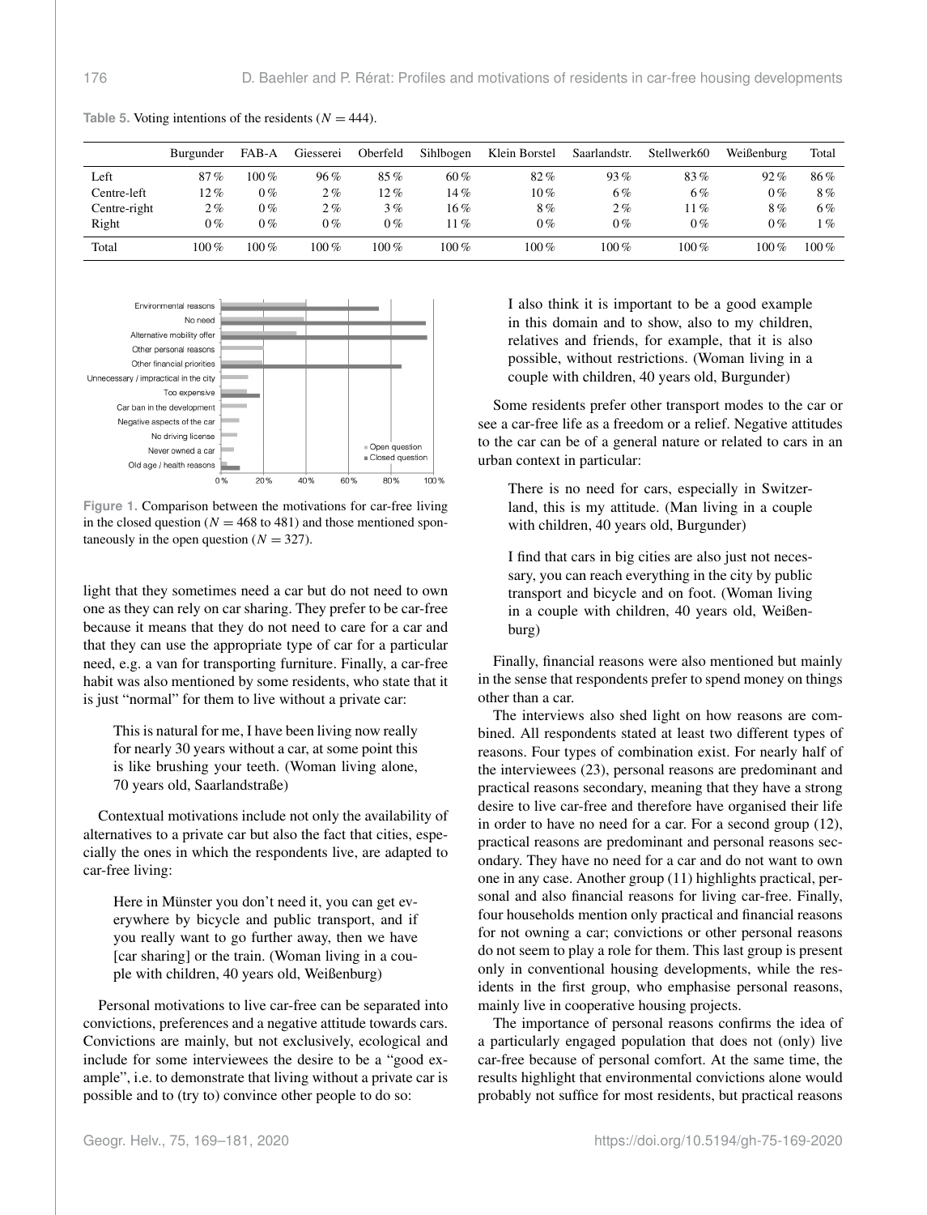**Table 5.** Voting intentions of the residents ($N = 444$).

| | Burgunder | FAB-A | Giesserei | Oberfeld | Sihlbogen | Klein Borstel | Saarlandstr. | Stellwerk60 | Weißenburg | Total |
|---|---|---|---|---|---|---|---|---|---|---|
| Left | 87 % | 100 % | 96 % | 85 % | 60 % | 82 % | 93 % | 83 % | 92 % | 86 % |
| Centre-left | 12 % | 0 % | 2 % | 12 % | 14 % | 10 % | 6 % | 6 % | 0 % | 8 % |
| Centre-right | 2 % | 0 % | 2 % | 3 % | 16 % | 8 % | 2 % | 11 % | 8 % | 6 % |
| Right | 0 % | 0 % | 0 % | 0 % | 11 % | 0 % | 0 % | 0 % | 0 % | 1 % |
| Total | 100 % | 100 % | 100 % | 100 % | 100 % | 100 % | 100 % | 100 % | 100 % | 100 % |

**Figure 1.** Comparison between the motivations for car-free living in the closed question ($N = 468$ to 481) and those mentioned spontaneously in the open question ($N = 327$).

light that they sometimes need a car but do not need to own one as they can rely on car sharing. They prefer to be car-free because it means that they do not need to care for a car and that they can use the appropriate type of car for a particular need, e.g. a van for transporting furniture. Finally, a car-free habit was also mentioned by some residents, who state that it is just "normal" for them to live without a private car:

> This is natural for me, I have been living now really for nearly 30 years without a car, at some point this is like brushing your teeth. (Woman living alone, 70 years old, Saarlandstraße)

Contextual motivations include not only the availability of alternatives to a private car but also the fact that cities, especially the ones in which the respondents live, are adapted to car-free living:

> Here in Münster you don't need it, you can get everywhere by bicycle and public transport, and if you really want to go further away, then we have [car sharing] or the train. (Woman living in a couple with children, 40 years old, Weißenburg)

Personal motivations to live car-free can be separated into convictions, preferences and a negative attitude towards cars. Convictions are mainly, but not exclusively, ecological and include for some interviewees the desire to be a "good example", i.e. to demonstrate that living without a private car is possible and to (try to) convince other people to do so:

> I also think it is important to be a good example in this domain and to show, also to my children, relatives and friends, for example, that it is also possible, without restrictions. (Woman living in a couple with children, 40 years old, Burgunder)

Some residents prefer other transport modes to the car or see a car-free life as a freedom or a relief. Negative attitudes to the car can be of a general nature or related to cars in an urban context in particular:

> There is no need for cars, especially in Switzerland, this is my attitude. (Man living in a couple with children, 40 years old, Burgunder)

> I find that cars in big cities are also just not necessary, you can reach everything in the city by public transport and bicycle and on foot. (Woman living in a couple with children, 40 years old, Weißenburg)

Finally, financial reasons were also mentioned but mainly in the sense that respondents prefer to spend money on things other than a car.

The interviews also shed light on how reasons are combined. All respondents stated at least two different types of reasons. Four types of combination exist. For nearly half of the interviewees (23), personal reasons are predominant and practical reasons secondary, meaning that they have a strong desire to live car-free and therefore have organised their life in order to have no need for a car. For a second group (12), practical reasons are predominant and personal reasons secondary. They have no need for a car and do not want to own one in any case. Another group (11) highlights practical, personal and also financial reasons for living car-free. Finally, four households mention only practical and financial reasons for not owning a car; convictions or other personal reasons do not seem to play a role for them. This last group is present only in conventional housing developments, while the residents in the first group, who emphasise personal reasons, mainly live in cooperative housing projects.

The importance of personal reasons confirms the idea of a particularly engaged population that does not (only) live car-free because of personal comfort. At the same time, the results highlight that environmental convictions alone would probably not suffice for most residents, but practical reasons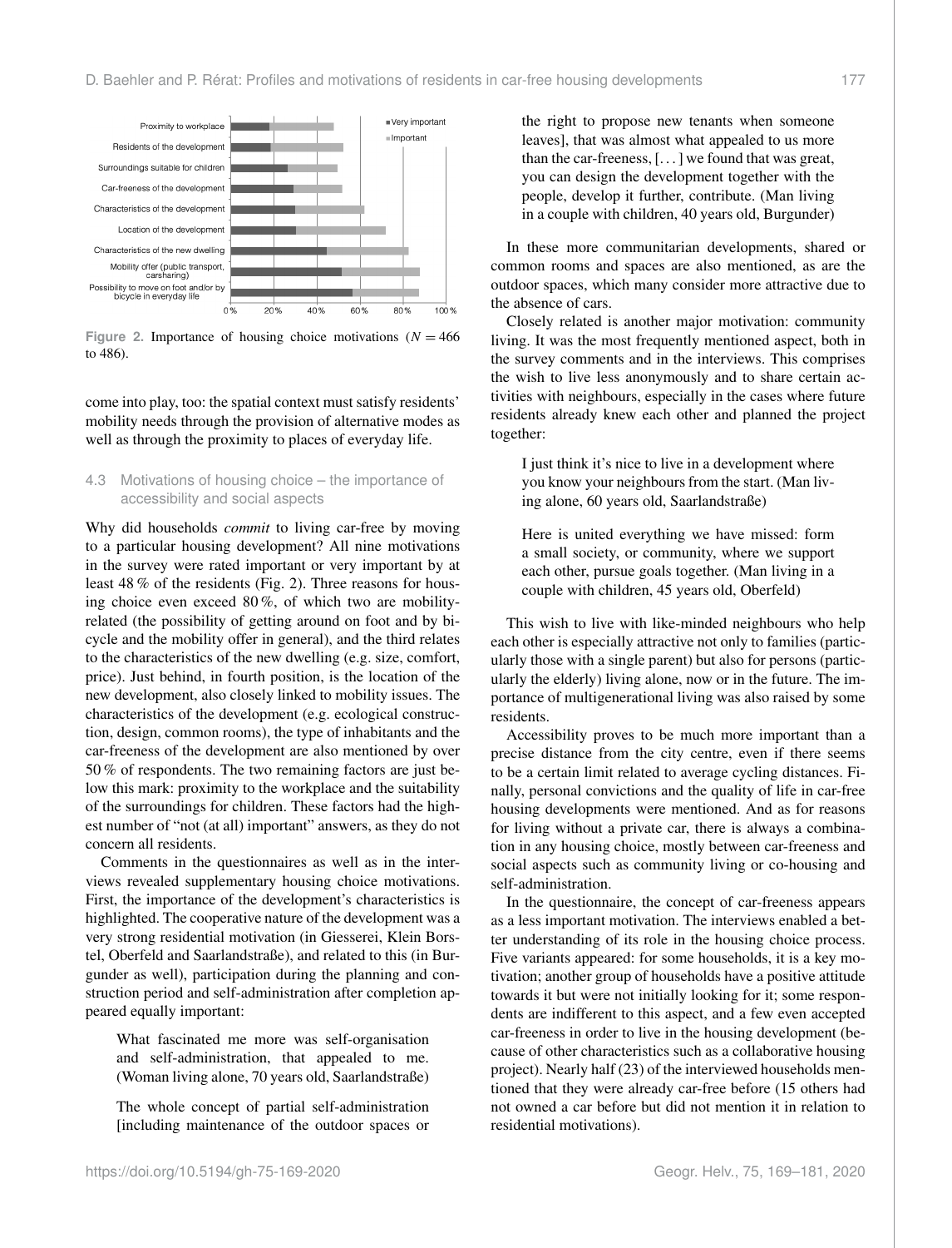Figure 2. Importance of housing choice motivations ($N = 466$ to 486).

come into play, too: the spatial context must satisfy residents' mobility needs through the provision of alternative modes as well as through the proximity to places of everyday life.

### 4.3 Motivations of housing choice – the importance of accessibility and social aspects

Why did households *commit* to living car-free by moving to a particular housing development? All nine motivations in the survey were rated important or very important by at least 48 % of the residents (Fig. 2). Three reasons for housing choice even exceed 80 %, of which two are mobility-related (the possibility of getting around on foot and by bicycle and the mobility offer in general), and the third relates to the characteristics of the new dwelling (e.g. size, comfort, price). Just behind, in fourth position, is the location of the new development, also closely linked to mobility issues. The characteristics of the development (e.g. ecological construction, design, common rooms), the type of inhabitants and the car-freeness of the development are also mentioned by over 50 % of respondents. The two remaining factors are just below this mark: proximity to the workplace and the suitability of the surroundings for children. These factors had the highest number of "not (at all) important" answers, as they do not concern all residents.

Comments in the questionnaires as well as in the interviews revealed supplementary housing choice motivations. First, the importance of the development's characteristics is highlighted. The cooperative nature of the development was a very strong residential motivation (in Giesserei, Klein Borstel, Oberfeld and Saarlandstraße), and related to this (in Burgunder as well), participation during the planning and construction period and self-administration after completion appeared equally important:

> What fascinated me more was self-organisation and self-administration, that appealed to me. (Woman living alone, 70 years old, Saarlandstraße)

> The whole concept of partial self-administration [including maintenance of the outdoor spaces or the right to propose new tenants when someone leaves], that was almost what appealed to us more than the car-freeness, [. . . ] we found that was great, you can design the development together with the people, develop it further, contribute. (Man living in a couple with children, 40 years old, Burgunder)

In these more communitarian developments, shared or common rooms and spaces are also mentioned, as are the outdoor spaces, which many consider more attractive due to the absence of cars.

Closely related is another major motivation: community living. It was the most frequently mentioned aspect, both in the survey comments and in the interviews. This comprises the wish to live less anonymously and to share certain activities with neighbours, especially in the cases where future residents already knew each other and planned the project together:

> I just think it's nice to live in a development where you know your neighbours from the start. (Man living alone, 60 years old, Saarlandstraße)

> Here is united everything we have missed: form a small society, or community, where we support each other, pursue goals together. (Man living in a couple with children, 45 years old, Oberfeld)

This wish to live with like-minded neighbours who help each other is especially attractive not only to families (particularly those with a single parent) but also for persons (particularly the elderly) living alone, now or in the future. The importance of multigenerational living was also raised by some residents.

Accessibility proves to be much more important than a precise distance from the city centre, even if there seems to be a certain limit related to average cycling distances. Finally, personal convictions and the quality of life in car-free housing developments were mentioned. And as for reasons for living without a private car, there is always a combination in any housing choice, mostly between car-freeness and social aspects such as community living or co-housing and self-administration.

In the questionnaire, the concept of car-freeness appears as a less important motivation. The interviews enabled a better understanding of its role in the housing choice process. Five variants appeared: for some households, it is a key motivation; another group of households have a positive attitude towards it but were not initially looking for it; some respondents are indifferent to this aspect, and a few even accepted car-freeness in order to live in the housing development (because of other characteristics such as a collaborative housing project). Nearly half (23) of the interviewed households mentioned that they were already car-free before (15 others had not owned a car before but did not mention it in relation to residential motivations).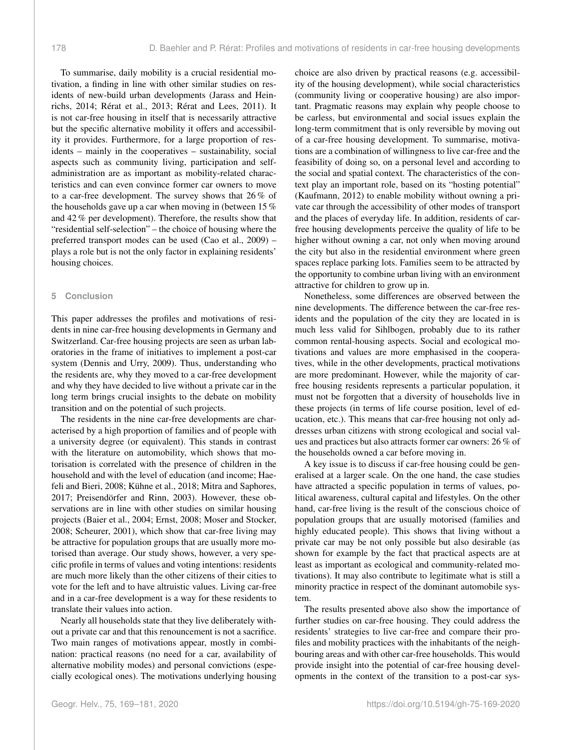To summarise, daily mobility is a crucial residential motivation, a finding in line with other similar studies on residents of new-build urban developments (Jarass and Heinrichs, 2014; Rérat et al., 2013; Rérat and Lees, 2011). It is not car-free housing in itself that is necessarily attractive but the specific alternative mobility it offers and accessibility it provides. Furthermore, for a large proportion of residents – mainly in the cooperatives – sustainability, social aspects such as community living, participation and self-administration are as important as mobility-related characteristics and can even convince former car owners to move to a car-free development. The survey shows that 26 % of the households gave up a car when moving in (between 15 % and 42 % per development). Therefore, the results show that "residential self-selection" – the choice of housing where the preferred transport modes can be used (Cao et al., 2009) – plays a role but is not the only factor in explaining residents' housing choices.

## 5 Conclusion

This paper addresses the profiles and motivations of residents in nine car-free housing developments in Germany and Switzerland. Car-free housing projects are seen as urban laboratories in the frame of initiatives to implement a post-car system (Dennis and Urry, 2009). Thus, understanding who the residents are, why they moved to a car-free development and why they have decided to live without a private car in the long term brings crucial insights to the debate on mobility transition and on the potential of such projects.

The residents in the nine car-free developments are characterised by a high proportion of families and of people with a university degree (or equivalent). This stands in contrast with the literature on automobility, which shows that motorisation is correlated with the presence of children in the household and with the level of education (and income; Haefeli and Bieri, 2008; Kühne et al., 2018; Mitra and Saphores, 2017; Preisendörfer and Rinn, 2003). However, these observations are in line with other studies on similar housing projects (Baier et al., 2004; Ernst, 2008; Moser and Stocker, 2008; Scheurer, 2001), which show that car-free living may be attractive for population groups that are usually more motorised than average. Our study shows, however, a very specific profile in terms of values and voting intentions: residents are much more likely than the other citizens of their cities to vote for the left and to have altruistic values. Living car-free and in a car-free development is a way for these residents to translate their values into action.

Nearly all households state that they live deliberately without a private car and that this renouncement is not a sacrifice. Two main ranges of motivations appear, mostly in combination: practical reasons (no need for a car, availability of alternative mobility modes) and personal convictions (especially ecological ones). The motivations underlying housing choice are also driven by practical reasons (e.g. accessibility of the housing development), while social characteristics (community living or cooperative housing) are also important. Pragmatic reasons may explain why people choose to be carless, but environmental and social issues explain the long-term commitment that is only reversible by moving out of a car-free housing development. To summarise, motivations are a combination of willingness to live car-free and the feasibility of doing so, on a personal level and according to the social and spatial context. The characteristics of the context play an important role, based on its "hosting potential" (Kaufmann, 2012) to enable mobility without owning a private car through the accessibility of other modes of transport and the places of everyday life. In addition, residents of car-free housing developments perceive the quality of life to be higher without owning a car, not only when moving around the city but also in the residential environment where green spaces replace parking lots. Families seem to be attracted by the opportunity to combine urban living with an environment attractive for children to grow up in.

Nonetheless, some differences are observed between the nine developments. The difference between the car-free residents and the population of the city they are located in is much less valid for Sihlbogen, probably due to its rather common rental-housing aspects. Social and ecological motivations and values are more emphasised in the cooperatives, while in the other developments, practical motivations are more predominant. However, while the majority of car-free housing residents represents a particular population, it must not be forgotten that a diversity of households live in these projects (in terms of life course position, level of education, etc.). This means that car-free housing not only addresses urban citizens with strong ecological and social values and practices but also attracts former car owners: 26 % of the households owned a car before moving in.

A key issue is to discuss if car-free housing could be generalised at a larger scale. On the one hand, the case studies have attracted a specific population in terms of values, political awareness, cultural capital and lifestyles. On the other hand, car-free living is the result of the conscious choice of population groups that are usually motorised (families and highly educated people). This shows that living without a private car may be not only possible but also desirable (as shown for example by the fact that practical aspects are at least as important as ecological and community-related motivations). It may also contribute to legitimate what is still a minority practice in respect of the dominant automobile system.

The results presented above also show the importance of further studies on car-free housing. They could address the residents' strategies to live car-free and compare their profiles and mobility practices with the inhabitants of the neighbouring areas and with other car-free households. This would provide insight into the potential of car-free housing developments in the context of the transition to a post-car sys-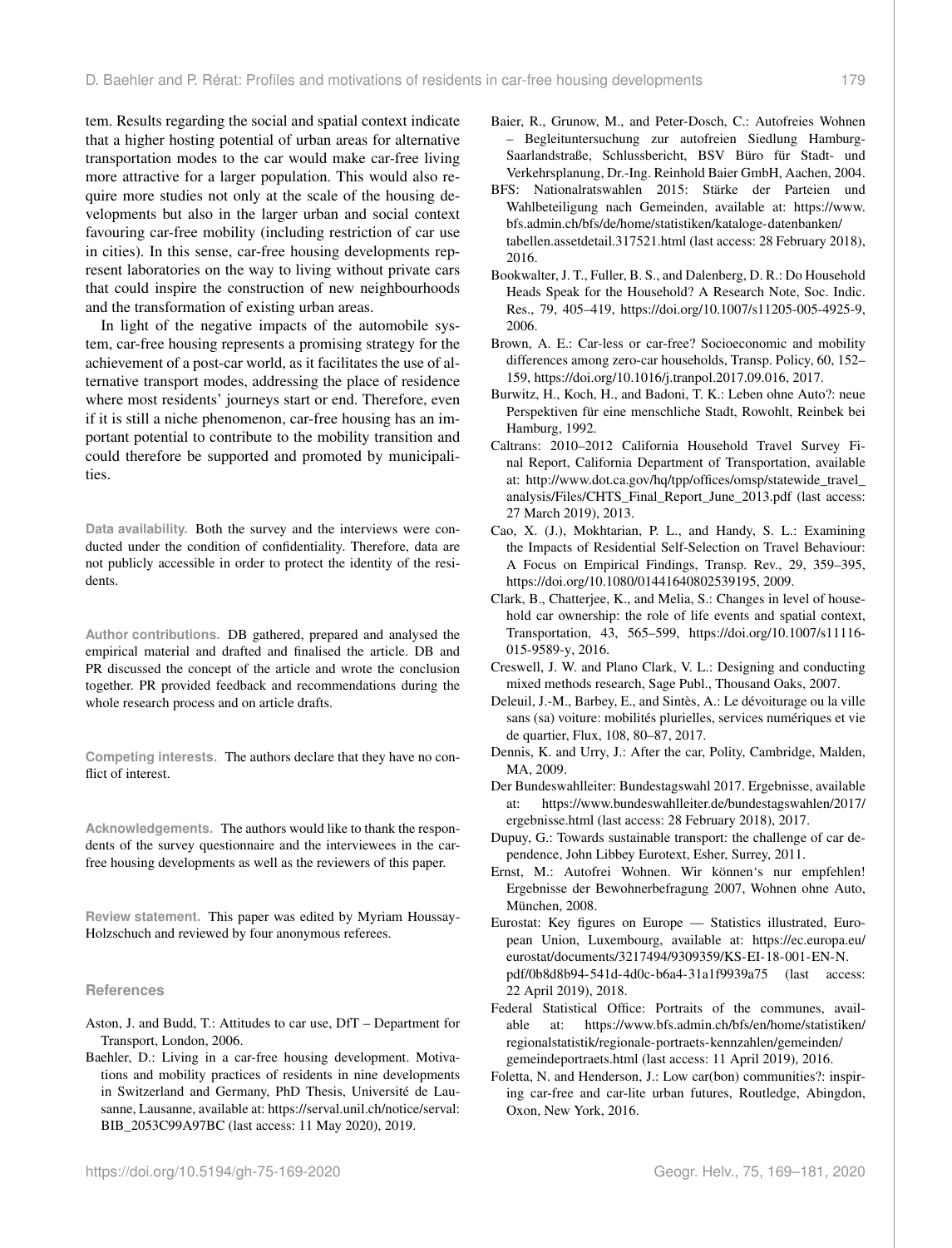tem. Results regarding the social and spatial context indicate that a higher hosting potential of urban areas for alternative transportation modes to the car would make car-free living more attractive for a larger population. This would also require more studies not only at the scale of the housing developments but also in the larger urban and social context favouring car-free mobility (including restriction of car use in cities). In this sense, car-free housing developments represent laboratories on the way to living without private cars that could inspire the construction of new neighbourhoods and the transformation of existing urban areas.

In light of the negative impacts of the automobile system, car-free housing represents a promising strategy for the achievement of a post-car world, as it facilitates the use of alternative transport modes, addressing the place of residence where most residents' journeys start or end. Therefore, even if it is still a niche phenomenon, car-free housing has an important potential to contribute to the mobility transition and could therefore be supported and promoted by municipalities.

**Data availability.** Both the survey and the interviews were conducted under the condition of confidentiality. Therefore, data are not publicly accessible in order to protect the identity of the residents.

**Author contributions.** DB gathered, prepared and analysed the empirical material and drafted and finalised the article. DB and PR discussed the concept of the article and wrote the conclusion together. PR provided feedback and recommendations during the whole research process and on article drafts.

**Competing interests.** The authors declare that they have no conflict of interest.

**Acknowledgements.** The authors would like to thank the respondents of the survey questionnaire and the interviewees in the car-free housing developments as well as the reviewers of this paper.

**Review statement.** This paper was edited by Myriam Houssay-Holzschuch and reviewed by four anonymous referees.

## References

Aston, J. and Budd, T.: Attitudes to car use, DfT – Department for Transport, London, 2006.

Baehler, D.: Living in a car-free housing development. Motivations and mobility practices of residents in nine developments in Switzerland and Germany, PhD Thesis, Université de Lausanne, Lausanne, available at: https://serval.unil.ch/notice/serval:BIB_2053C99A97BC (last access: 11 May 2020), 2019.

Baier, R., Grunow, M., and Peter-Dosch, C.: Autofreies Wohnen – Begleituntersuchung zur autofreien Siedlung Hamburg-Saarlandstraße, Schlussbericht, BSV Büro für Stadt- und Verkehrsplanung, Dr.-Ing. Reinhold Baier GmbH, Aachen, 2004.

BFS: Nationalratswahlen 2015: Stärke der Parteien und Wahlbeteiligung nach Gemeinden, available at: https://www.bfs.admin.ch/bfs/de/home/statistiken/kataloge-datenbanken/tabellen.assetdetail.317521.html (last access: 28 February 2018), 2016.

Bookwalter, J. T., Fuller, B. S., and Dalenberg, D. R.: Do Household Heads Speak for the Household? A Research Note, Soc. Indic. Res., 79, 405–419, https://doi.org/10.1007/s11205-005-4925-9, 2006.

Brown, A. E.: Car-less or car-free? Socioeconomic and mobility differences among zero-car households, Transp. Policy, 60, 152–159, https://doi.org/10.1016/j.tranpol.2017.09.016, 2017.

Burwitz, H., Koch, H., and Badoni, T. K.: Leben ohne Auto?: neue Perspektiven für eine menschliche Stadt, Rowohlt, Reinbek bei Hamburg, 1992.

Caltrans: 2010–2012 California Household Travel Survey Final Report, California Department of Transportation, available at: http://www.dot.ca.gov/hq/tpp/offices/omsp/statewide_travel_analysis/Files/CHTS_Final_Report_June_2013.pdf (last access: 27 March 2019), 2013.

Cao, X. (J.), Mokhtarian, P. L., and Handy, S. L.: Examining the Impacts of Residential Self-Selection on Travel Behaviour: A Focus on Empirical Findings, Transp. Rev., 29, 359–395, https://doi.org/10.1080/01441640802539195, 2009.

Clark, B., Chatterjee, K., and Melia, S.: Changes in level of household car ownership: the role of life events and spatial context, Transportation, 43, 565–599, https://doi.org/10.1007/s11116-015-9589-y, 2016.

Creswell, J. W. and Plano Clark, V. L.: Designing and conducting mixed methods research, Sage Publ., Thousand Oaks, 2007.

Deleuil, J.-M., Barbey, E., and Sintès, A.: Le dévoiturage ou la ville sans (sa) voiture: mobilités plurielles, services numériques et vie de quartier, Flux, 108, 80–87, 2017.

Dennis, K. and Urry, J.: After the car, Polity, Cambridge, Malden, MA, 2009.

Der Bundeswahlleiter: Bundestagswahl 2017. Ergebnisse, available at: https://www.bundeswahlleiter.de/bundestagswahlen/2017/ergebnisse.html (last access: 28 February 2018), 2017.

Dupuy, G.: Towards sustainable transport: the challenge of car dependence, John Libbey Eurotext, Esher, Surrey, 2011.

Ernst, M.: Autofrei Wohnen. Wir können's nur empfehlen! Ergebnisse der Bewohnerbefragung 2007, Wohnen ohne Auto, München, 2008.

Eurostat: Key figures on Europe — Statistics illustrated, European Union, Luxembourg, available at: https://ec.europa.eu/eurostat/documents/3217494/9309359/KS-EI-18-001-EN-N.pdf/0b8d8b94-541d-4d0c-b6a4-31a1f9939a75 (last access: 22 April 2019), 2018.

Federal Statistical Office: Portraits of the communes, available at: https://www.bfs.admin.ch/bfs/en/home/statistiken/regionalstatistik/regionale-portraets-kennzahlen/gemeinden/gemeindeportraets.html (last access: 11 April 2019), 2016.

Foletta, N. and Henderson, J.: Low car(bon) communities?: inspiring car-free and car-lite urban futures, Routledge, Abingdon, Oxon, New York, 2016.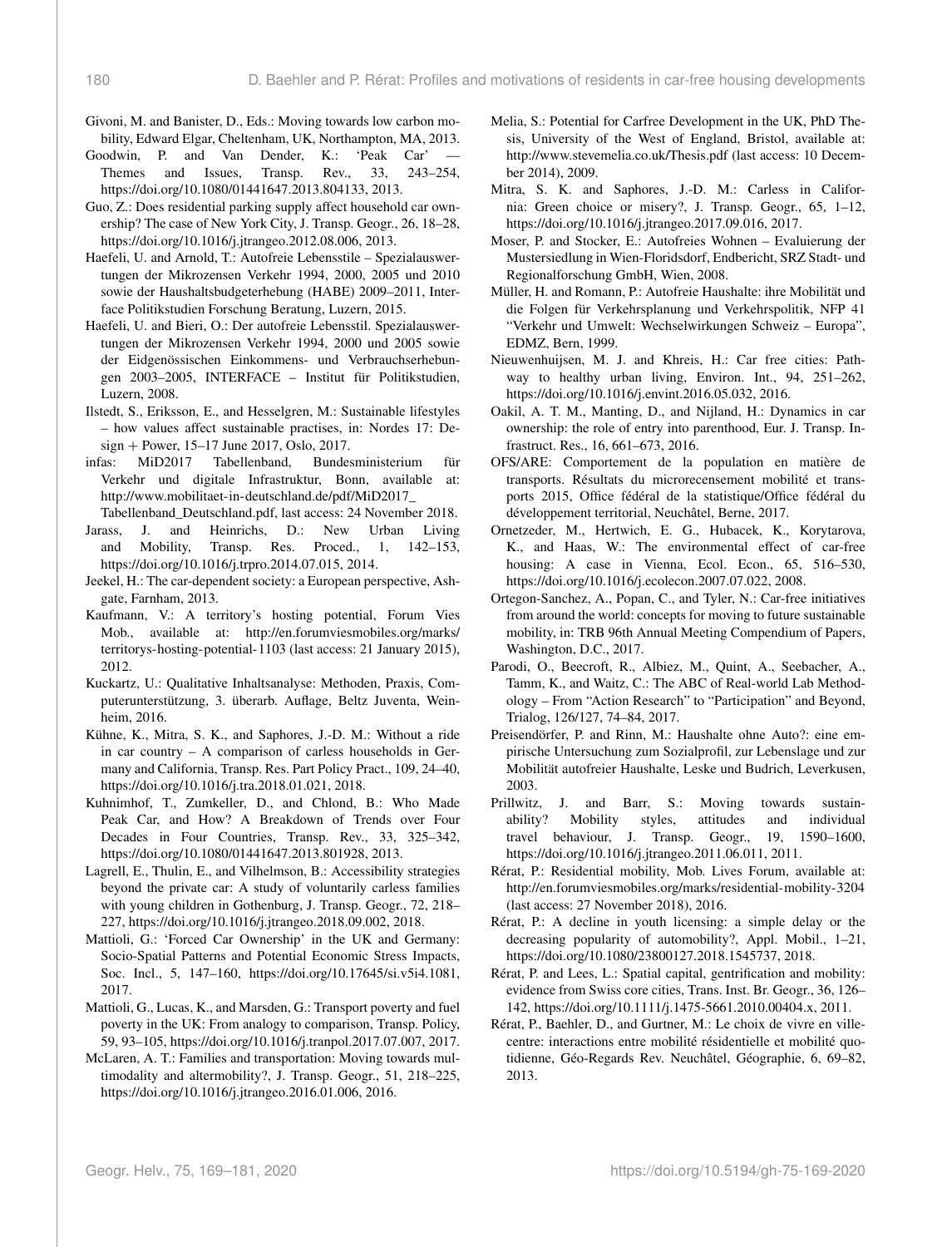Givoni, M. and Banister, D., Eds.: Moving towards low carbon mobility, Edward Elgar, Cheltenham, UK, Northampton, MA, 2013.

Goodwin, P. and Van Dender, K.: 'Peak Car' — Themes and Issues, Transp. Rev., 33, 243–254, https://doi.org/10.1080/01441647.2013.804133, 2013.

Guo, Z.: Does residential parking supply affect household car ownership? The case of New York City, J. Transp. Geogr., 26, 18–28, https://doi.org/10.1016/j.jtrangeo.2012.08.006, 2013.

Haefeli, U. and Arnold, T.: Autofreie Lebensstile – Spezialauswertungen der Mikrozensen Verkehr 1994, 2000, 2005 und 2010 sowie der Haushaltsbudgeterhebung (HABE) 2009–2011, Interface Politikstudien Forschung Beratung, Luzern, 2015.

Haefeli, U. and Bieri, O.: Der autofreie Lebensstil. Spezialauswertungen der Mikrozensen Verkehr 1994, 2000 und 2005 sowie der Eidgenössischen Einkommens- und Verbrauchserhebungen 2003–2005, INTERFACE – Institut für Politikstudien, Luzern, 2008.

Ilstedt, S., Eriksson, E., and Hesselgren, M.: Sustainable lifestyles – how values affect sustainable practises, in: Nordes 17: Design + Power, 15–17 June 2017, Oslo, 2017.

infas: MiD2017 Tabellenband, Bundesministerium für Verkehr und digitale Infrastruktur, Bonn, available at: http://www.mobilitaet-in-deutschland.de/pdf/MiD2017_Tabellenband_Deutschland.pdf, last access: 24 November 2018.

Jarass, J. and Heinrichs, D.: New Urban Living and Mobility, Transp. Res. Proced., 1, 142–153, https://doi.org/10.1016/j.trpro.2014.07.015, 2014.

Jeekel, H.: The car-dependent society: a European perspective, Ashgate, Farnham, 2013.

Kaufmann, V.: A territory's hosting potential, Forum Vies Mob., available at: http://en.forumviesmobiles.org/marks/territorys-hosting-potential-1103 (last access: 21 January 2015), 2012.

Kuckartz, U.: Qualitative Inhaltsanalyse: Methoden, Praxis, Computerunterstützung, 3. überarb. Auflage, Beltz Juventa, Weinheim, 2016.

Kühne, K., Mitra, S. K., and Saphores, J.-D. M.: Without a ride in car country – A comparison of carless households in Germany and California, Transp. Res. Part Policy Pract., 109, 24–40, https://doi.org/10.1016/j.tra.2018.01.021, 2018.

Kuhnimhof, T., Zumkeller, D., and Chlond, B.: Who Made Peak Car, and How? A Breakdown of Trends over Four Decades in Four Countries, Transp. Rev., 33, 325–342, https://doi.org/10.1080/01441647.2013.801928, 2013.

Lagrell, E., Thulin, E., and Vilhelmson, B.: Accessibility strategies beyond the private car: A study of voluntarily carless families with young children in Gothenburg, J. Transp. Geogr., 72, 218–227, https://doi.org/10.1016/j.jtrangeo.2018.09.002, 2018.

Mattioli, G.: 'Forced Car Ownership' in the UK and Germany: Socio-Spatial Patterns and Potential Economic Stress Impacts, Soc. Incl., 5, 147–160, https://doi.org/10.17645/si.v5i4.1081, 2017.

Mattioli, G., Lucas, K., and Marsden, G.: Transport poverty and fuel poverty in the UK: From analogy to comparison, Transp. Policy, 59, 93–105, https://doi.org/10.1016/j.tranpol.2017.07.007, 2017.

McLaren, A. T.: Families and transportation: Moving towards multimodality and altermobility?, J. Transp. Geogr., 51, 218–225, https://doi.org/10.1016/j.jtrangeo.2016.01.006, 2016.

Melia, S.: Potential for Carfree Development in the UK, PhD Thesis, University of the West of England, Bristol, available at: http://www.stevemelia.co.uk/Thesis.pdf (last access: 10 December 2014), 2009.

Mitra, S. K. and Saphores, J.-D. M.: Carless in California: Green choice or misery?, J. Transp. Geogr., 65, 1–12, https://doi.org/10.1016/j.jtrangeo.2017.09.016, 2017.

Moser, P. and Stocker, E.: Autofreies Wohnen – Evaluierung der Mustersiedlung in Wien-Floridsdorf, Endbericht, SRZ Stadt- und Regionalforschung GmbH, Wien, 2008.

Müller, H. and Romann, P.: Autofreie Haushalte: ihre Mobilität und die Folgen für Verkehrsplanung und Verkehrspolitik, NFP 41 "Verkehr und Umwelt: Wechselwirkungen Schweiz – Europa", EDMZ, Bern, 1999.

Nieuwenhuijsen, M. J. and Khreis, H.: Car free cities: Pathway to healthy urban living, Environ. Int., 94, 251–262, https://doi.org/10.1016/j.envint.2016.05.032, 2016.

Oakil, A. T. M., Manting, D., and Nijland, H.: Dynamics in car ownership: the role of entry into parenthood, Eur. J. Transp. Infrastruct. Res., 16, 661–673, 2016.

OFS/ARE: Comportement de la population en matière de transports. Résultats du microrecensement mobilité et transports 2015, Office fédéral de la statistique/Office fédéral du développement territorial, Neuchâtel, Berne, 2017.

Ornetzeder, M., Hertwich, E. G., Hubacek, K., Korytarova, K., and Haas, W.: The environmental effect of car-free housing: A case in Vienna, Ecol. Econ., 65, 516–530, https://doi.org/10.1016/j.ecolecon.2007.07.022, 2008.

Ortegon-Sanchez, A., Popan, C., and Tyler, N.: Car-free initiatives from around the world: concepts for moving to future sustainable mobility, in: TRB 96th Annual Meeting Compendium of Papers, Washington, D.C., 2017.

Parodi, O., Beecroft, R., Albiez, M., Quint, A., Seebacher, A., Tamm, K., and Waitz, C.: The ABC of Real-world Lab Methodology – From "Action Research" to "Participation" and Beyond, Trialog, 126/127, 74–84, 2017.

Preisendörfer, P. and Rinn, M.: Haushalte ohne Auto?: eine empirische Untersuchung zum Sozialprofil, zur Lebenslage und zur Mobilität autofreier Haushalte, Leske und Budrich, Leverkusen, 2003.

Prillwitz, J. and Barr, S.: Moving towards sustainability? Mobility styles, attitudes and individual travel behaviour, J. Transp. Geogr., 19, 1590–1600, https://doi.org/10.1016/j.jtrangeo.2011.06.011, 2011.

Rérat, P.: Residential mobility, Mob. Lives Forum, available at: http://en.forumviesmobiles.org/marks/residential-mobility-3204 (last access: 27 November 2018), 2016.

Rérat, P.: A decline in youth licensing: a simple delay or the decreasing popularity of automobility?, Appl. Mobil., 1–21, https://doi.org/10.1080/23800127.2018.1545737, 2018.

Rérat, P. and Lees, L.: Spatial capital, gentrification and mobility: evidence from Swiss core cities, Trans. Inst. Br. Geogr., 36, 126–142, https://doi.org/10.1111/j.1475-5661.2010.00404.x, 2011.

Rérat, P., Baehler, D., and Gurtner, M.: Le choix de vivre en ville-centre: interactions entre mobilité résidentielle et mobilité quotidienne, Géo-Regards Rev. Neuchâtel, Géographie, 6, 69–82, 2013.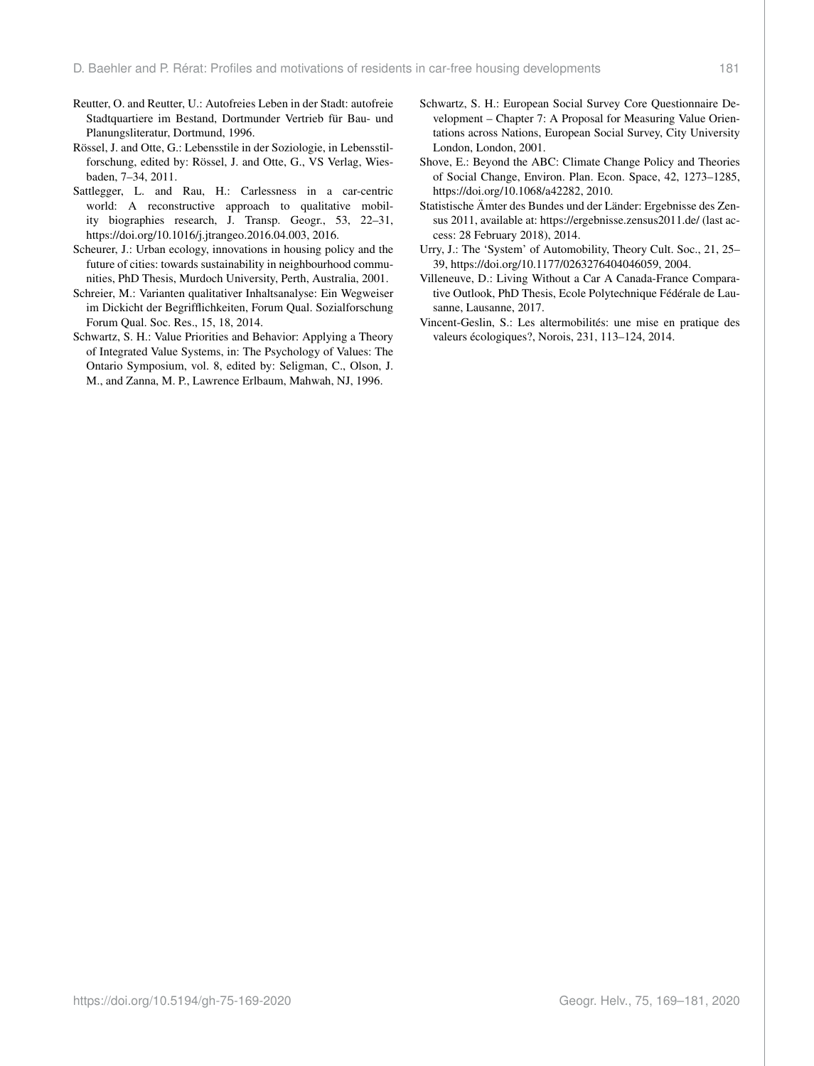Reutter, O. and Reutter, U.: Autofreies Leben in der Stadt: autofreie Stadtquartiere im Bestand, Dortmunder Vertrieb für Bau- und Planungsliteratur, Dortmund, 1996.

Rössel, J. and Otte, G.: Lebensstile in der Soziologie, in Lebensstilforschung, edited by: Rössel, J. and Otte, G., VS Verlag, Wiesbaden, 7–34, 2011.

Sattlegger, L. and Rau, H.: Carlessness in a car-centric world: A reconstructive approach to qualitative mobility biographies research, J. Transp. Geogr., 53, 22–31, https://doi.org/10.1016/j.jtrangeo.2016.04.003, 2016.

Scheurer, J.: Urban ecology, innovations in housing policy and the future of cities: towards sustainability in neighbourhood communities, PhD Thesis, Murdoch University, Perth, Australia, 2001.

Schreier, M.: Varianten qualitativer Inhaltsanalyse: Ein Wegweiser im Dickicht der Begrifflichkeiten, Forum Qual. Sozialforschung Forum Qual. Soc. Res., 15, 18, 2014.

Schwartz, S. H.: Value Priorities and Behavior: Applying a Theory of Integrated Value Systems, in: The Psychology of Values: The Ontario Symposium, vol. 8, edited by: Seligman, C., Olson, J. M., and Zanna, M. P., Lawrence Erlbaum, Mahwah, NJ, 1996.

Schwartz, S. H.: European Social Survey Core Questionnaire Development – Chapter 7: A Proposal for Measuring Value Orientations across Nations, European Social Survey, City University London, London, 2001.

Shove, E.: Beyond the ABC: Climate Change Policy and Theories of Social Change, Environ. Plan. Econ. Space, 42, 1273–1285, https://doi.org/10.1068/a42282, 2010.

Statistische Ämter des Bundes und der Länder: Ergebnisse des Zensus 2011, available at: https://ergebnisse.zensus2011.de/ (last access: 28 February 2018), 2014.

Urry, J.: The 'System' of Automobility, Theory Cult. Soc., 21, 25–39, https://doi.org/10.1177/0263276404046059, 2004.

Villeneuve, D.: Living Without a Car A Canada-France Comparative Outlook, PhD Thesis, Ecole Polytechnique Fédérale de Lausanne, Lausanne, 2017.

Vincent-Geslin, S.: Les altermobilités: une mise en pratique des valeurs écologiques?, Norois, 231, 113–124, 2014.